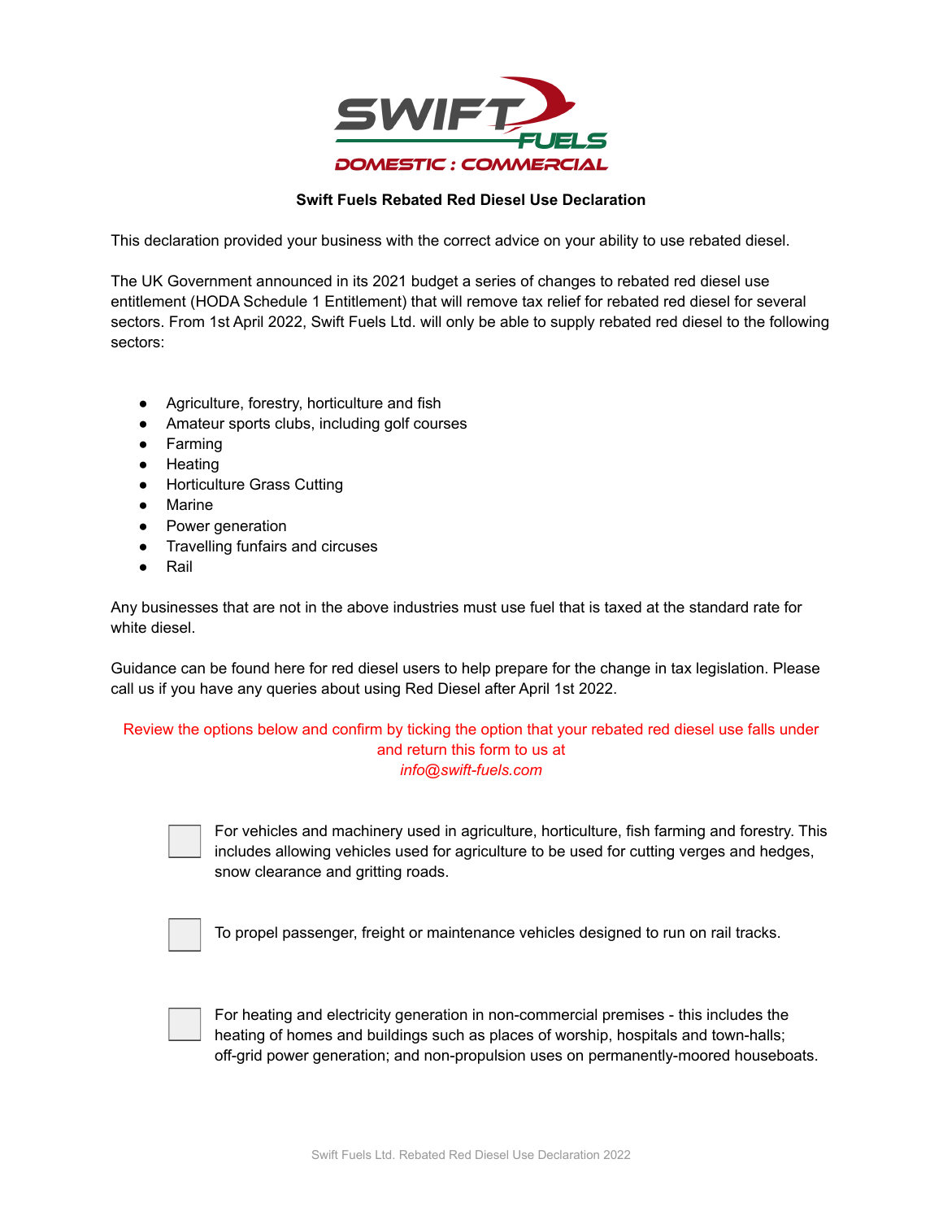**Swift Fuels Rebated Red Diesel Use Declaration**

This declaration provided your business with the correct advice on your ability to use rebated diesel.

The UK Government announced in its 2021 budget a series of changes to rebated red diesel use entitlement (HODA Schedule 1 Entitlement) that will remove tax relief for rebated red diesel for several sectors. From 1st April 2022, Swift Fuels Ltd. will only be able to supply rebated red diesel to the following sectors:

- Agriculture, forestry, horticulture and fish
- Amateur sports clubs, including golf courses
- Farming
- Heating
- Horticulture Grass Cutting
- Marine
- Power generation
- Travelling funfairs and circuses
- Rail

Any businesses that are not in the above industries must use fuel that is taxed at the standard rate for white diesel.

Guidance can be found here for red diesel users to help prepare for the change in tax legislation. Please call us if you have any queries about using Red Diesel after April 1st 2022.

Review the options below and confirm by ticking the option that your rebated red diesel use falls under and return this form to us at
*info@swift-fuels.com*

☐ For vehicles and machinery used in agriculture, horticulture, fish farming and forestry. This includes allowing vehicles used for agriculture to be used for cutting verges and hedges, snow clearance and gritting roads.

☐ To propel passenger, freight or maintenance vehicles designed to run on rail tracks.

☐ For heating and electricity generation in non-commercial premises - this includes the heating of homes and buildings such as places of worship, hospitals and town-halls; off-grid power generation; and non-propulsion uses on permanently-moored houseboats.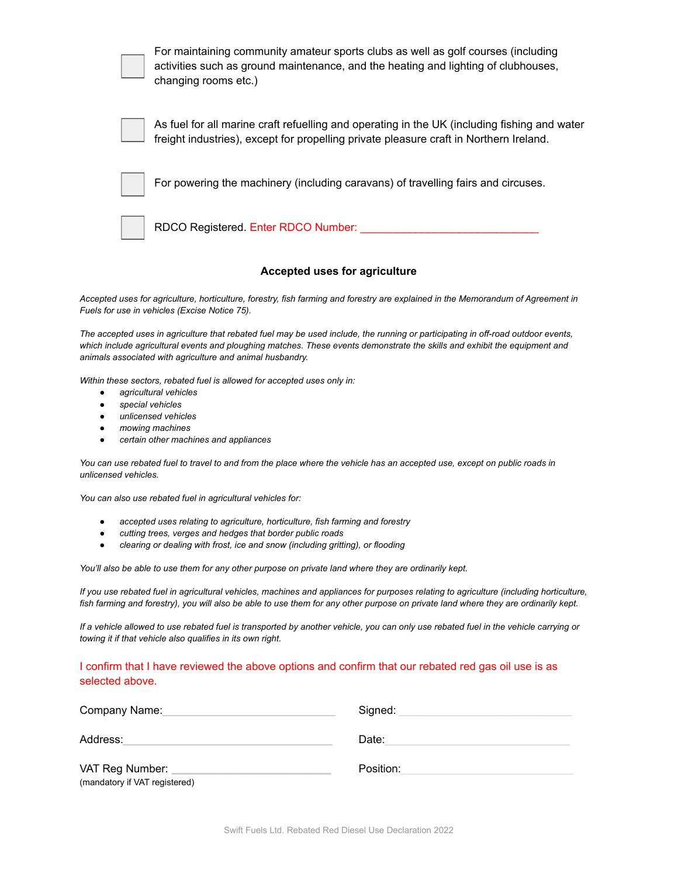- [ ] For maintaining community amateur sports clubs as well as golf courses (including activities such as ground maintenance, and the heating and lighting of clubhouses, changing rooms etc.)

- [ ] As fuel for all marine craft refuelling and operating in the UK (including fishing and water freight industries), except for propelling private pleasure craft in Northern Ireland.

- [ ] For powering the machinery (including caravans) of travelling fairs and circuses.

- [ ] RDCO Registered. Enter RDCO Number: ______________________________

## Accepted uses for agriculture

*Accepted uses for agriculture, horticulture, forestry, fish farming and forestry are explained in the Memorandum of Agreement in Fuels for use in vehicles (Excise Notice 75).*

*The accepted uses in agriculture that rebated fuel may be used include, the running or participating in off-road outdoor events, which include agricultural events and ploughing matches. These events demonstrate the skills and exhibit the equipment and animals associated with agriculture and animal husbandry.*

*Within these sectors, rebated fuel is allowed for accepted uses only in:*

- *agricultural vehicles*
- *special vehicles*
- *unlicensed vehicles*
- *mowing machines*
- *certain other machines and appliances*

*You can use rebated fuel to travel to and from the place where the vehicle has an accepted use, except on public roads in unlicensed vehicles.*

*You can also use rebated fuel in agricultural vehicles for:*

- *accepted uses relating to agriculture, horticulture, fish farming and forestry*
- *cutting trees, verges and hedges that border public roads*
- *clearing or dealing with frost, ice and snow (including gritting), or flooding*

*You'll also be able to use them for any other purpose on private land where they are ordinarily kept.*

*If you use rebated fuel in agricultural vehicles, machines and appliances for purposes relating to agriculture (including horticulture, fish farming and forestry), you will also be able to use them for any other purpose on private land where they are ordinarily kept.*

*If a vehicle allowed to use rebated fuel is transported by another vehicle, you can only use rebated fuel in the vehicle carrying or towing it if that vehicle also qualifies in its own right.*

I confirm that I have reviewed the above options and confirm that our rebated red gas oil use is as selected above.

Company Name: ______________________________

Address: ______________________________

VAT Reg Number: ______________________________
(mandatory if VAT registered)

Signed: ______________________________

Date: ______________________________

Position: ______________________________